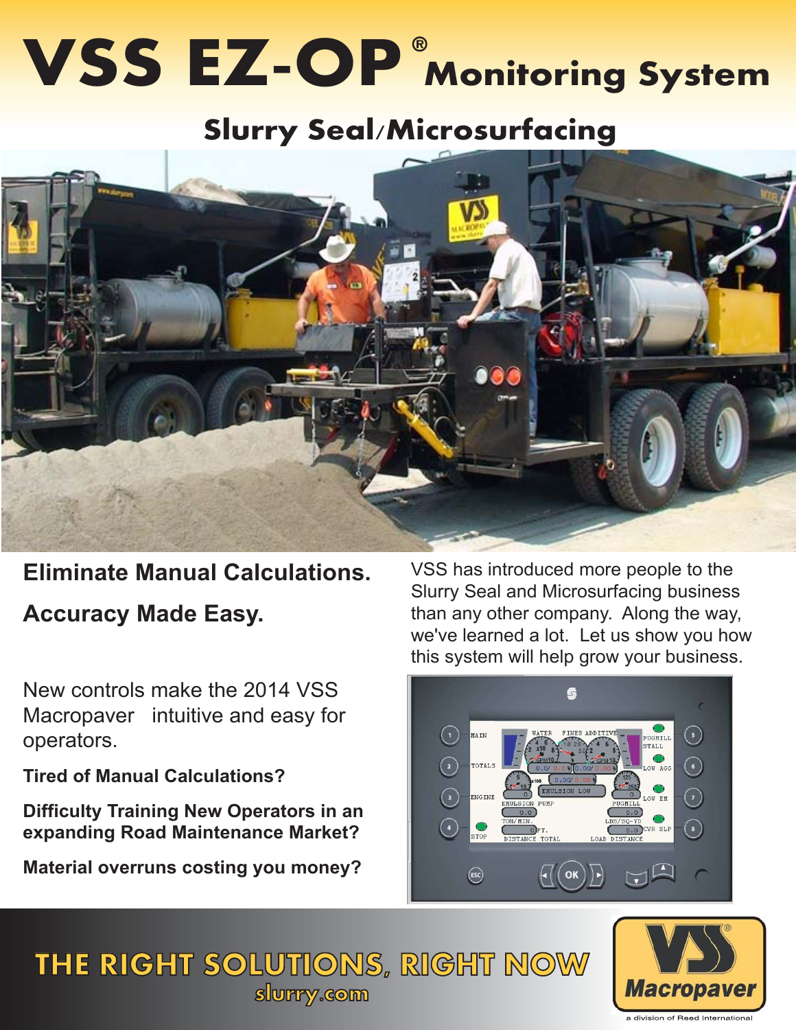# VSS EZ-OP® Monitoring System

## Slurry Seal/Microsurfacing

**Eliminate Manual Calculations.**

**Accuracy Made Easy.**

VSS has introduced more people to the Slurry Seal and Microsurfacing business than any other company. Along the way, we've learned a lot. Let us show you how this system will help grow your business.

New controls make the 2014 VSS Macropaver intuitive and easy for operators.

**Tired of Manual Calculations?**

**Difficulty Training New Operators in an expanding Road Maintenance Market?**

**Material overruns costing you money?**

**THE RIGHT SOLUTIONS, RIGHT NOW**

slurry.com

VSS Macropaver

a division of Reed International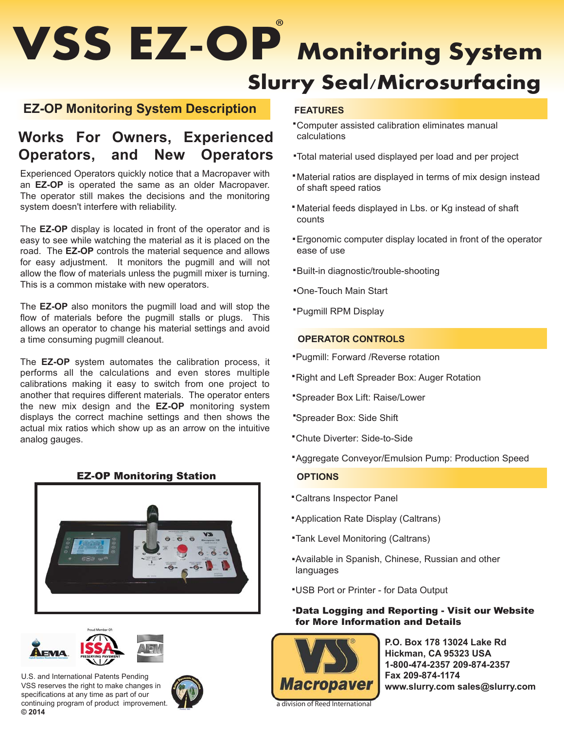# VSS EZ-OP® Monitoring System

## Slurry Seal/Microsurfacing

## EZ-OP Monitoring System Description

### Works For Owners, Experienced Operators, and New Operators

Experienced Operators quickly notice that a Macropaver with an **EZ-OP** is operated the same as an older Macropaver. The operator still makes the decisions and the monitoring system doesn't interfere with reliability.

The **EZ-OP** display is located in front of the operator and is easy to see while watching the material as it is placed on the road. The **EZ-OP** controls the material sequence and allows for easy adjustment. It monitors the pugmill and will not allow the flow of materials unless the pugmill mixer is turning. This is a common mistake with new operators.

The **EZ-OP** also monitors the pugmill load and will stop the flow of materials before the pugmill stalls or plugs. This allows an operator to change his material settings and avoid a time consuming pugmill cleanout.

The **EZ-OP** system automates the calibration process, it performs all the calculations and even stores multiple calibrations making it easy to switch from one project to another that requires different materials. The operator enters the new mix design and the **EZ-OP** monitoring system displays the correct machine settings and then shows the actual mix ratios which show up as an arrow on the intuitive analog gauges.

**EZ-OP Monitoring Station**

## FEATURES

- Computer assisted calibration eliminates manual calculations
- Total material used displayed per load and per project
- Material ratios are displayed in terms of mix design instead of shaft speed ratios
- Material feeds displayed in Lbs. or Kg instead of shaft counts
- Ergonomic computer display located in front of the operator ease of use
- Built-in diagnostic/trouble-shooting
- One-Touch Main Start
- Pugmill RPM Display

## OPERATOR CONTROLS

- Pugmill: Forward /Reverse rotation
- Right and Left Spreader Box: Auger Rotation
- Spreader Box Lift: Raise/Lower
- Spreader Box: Side Shift
- Chute Diverter: Side-to-Side
- Aggregate Conveyor/Emulsion Pump: Production Speed

## OPTIONS

- Caltrans Inspector Panel
- Application Rate Display (Caltrans)
- Tank Level Monitoring (Caltrans)
- Available in Spanish, Chinese, Russian and other languages
- USB Port or Printer - for Data Output
- **Data Logging and Reporting - Visit our Website for More Information and Details**

Proud Member Of:

U.S. and International Patents Pending
VSS reserves the right to make changes in specifications at any time as part of our continuing program of product improvement.
**© 2014**

VSS Macropaver
a division of Reed International

**P.O. Box 178 13024 Lake Rd**
**Hickman, CA 95323 USA**
**1-800-474-2357 209-874-2357**
**Fax 209-874-1174**
**www.slurry.com sales@slurry.com**